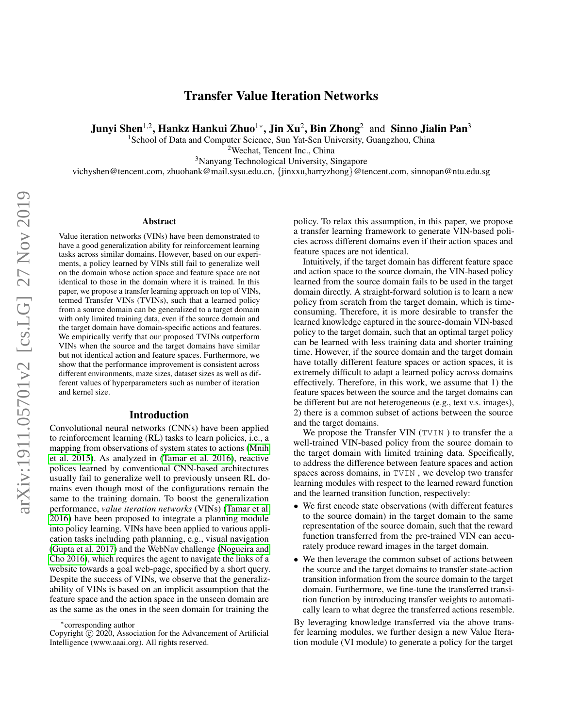# Transfer Value Iteration Networks

**Junyi Shen[1,2], Hankz Hankui Zhuo[1*], Jin Xu[2], Bin Zhong[2] and Sinno Jialin Pan[3]**

[1]School of Data and Computer Science, Sun Yat-Sen University, Guangzhou, China
[2]Wechat, Tencent Inc., China
[3]Nanyang Technological University, Singapore
vichyshen@tencent.com, zhuohank@mail.sysu.edu.cn, {jinxxu,harryzhong}@tencent.com, sinnopan@ntu.edu.sg

## Abstract

Value iteration networks (VINs) have been demonstrated to have a good generalization ability for reinforcement learning tasks across similar domains. However, based on our experiments, a policy learned by VINs still fail to generalize well on the domain whose action space and feature space are not identical to those in the domain where it is trained. In this paper, we propose a transfer learning approach on top of VINs, termed Transfer VINs (TVINs), such that a learned policy from a source domain can be generalized to a target domain with only limited training data, even if the source domain and the target domain have domain-specific actions and features. We empirically verify that our proposed TVINs outperform VINs when the source and the target domains have similar but not identical action and feature spaces. Furthermore, we show that the performance improvement is consistent across different environments, maze sizes, dataset sizes as well as different values of hyperparameters such as number of iteration and kernel size.

## Introduction

Convolutional neural networks (CNNs) have been applied to reinforcement learning (RL) tasks to learn policies, i.e., a mapping from observations of system states to actions (Mnih et al. 2015). As analyzed in (Tamar et al. 2016), reactive polices learned by conventional CNN-based architectures usually fail to generalize well to previously unseen RL domains even though most of the configurations remain the same to the training domain. To boost the generalization performance, *value iteration networks* (VINs) (Tamar et al. 2016) have been proposed to integrate a planning module into policy learning. VINs have been applied to various application tasks including path planning, e.g., visual navigation (Gupta et al. 2017) and the WebNav challenge (Nogueira and Cho 2016), which requires the agent to navigate the links of a website towards a goal web-page, specified by a short query. Despite the success of VINs, we observe that the generalizability of VINs is based on an implicit assumption that the feature space and the action space in the unseen domain are as the same as the ones in the seen domain for training the policy. To relax this assumption, in this paper, we propose a transfer learning framework to generate VIN-based policies across different domains even if their action spaces and feature spaces are not identical.

Intuitively, if the target domain has different feature space and action space to the source domain, the VIN-based policy learned from the source domain fails to be used in the target domain directly. A straight-forward solution is to learn a new policy from scratch from the target domain, which is time-consuming. Therefore, it is more desirable to transfer the learned knowledge captured in the source-domain VIN-based policy to the target domain, such that an optimal target policy can be learned with less training data and shorter training time. However, if the source domain and the target domain have totally different feature spaces or action spaces, it is extremely difficult to adapt a learned policy across domains effectively. Therefore, in this work, we assume that 1) the feature spaces between the source and the target domains can be different but are not heterogeneous (e.g., text v.s. images), 2) there is a common subset of actions between the source and the target domains.

We propose the Transfer VIN (`TVIN` ) to transfer the a well-trained VIN-based policy from the source domain to the target domain with limited training data. Specifically, to address the difference between feature spaces and action spaces across domains, in `TVIN` , we develop two transfer learning modules with respect to the learned reward function and the learned transition function, respectively:

- We first encode state observations (with different features to the source domain) in the target domain to the same representation of the source domain, such that the reward function transferred from the pre-trained VIN can accurately produce reward images in the target domain.
- We then leverage the common subset of actions between the source and the target domains to transfer state-action transition information from the source domain to the target domain. Furthermore, we fine-tune the transferred transition function by introducing transfer weights to automatically learn to what degree the transferred actions resemble.

By leveraging knowledge transferred via the above transfer learning modules, we further design a new Value Iteration module (VI module) to generate a policy for the target

*corresponding author

Copyright © 2020, Association for the Advancement of Artificial Intelligence (www.aaai.org). All rights reserved.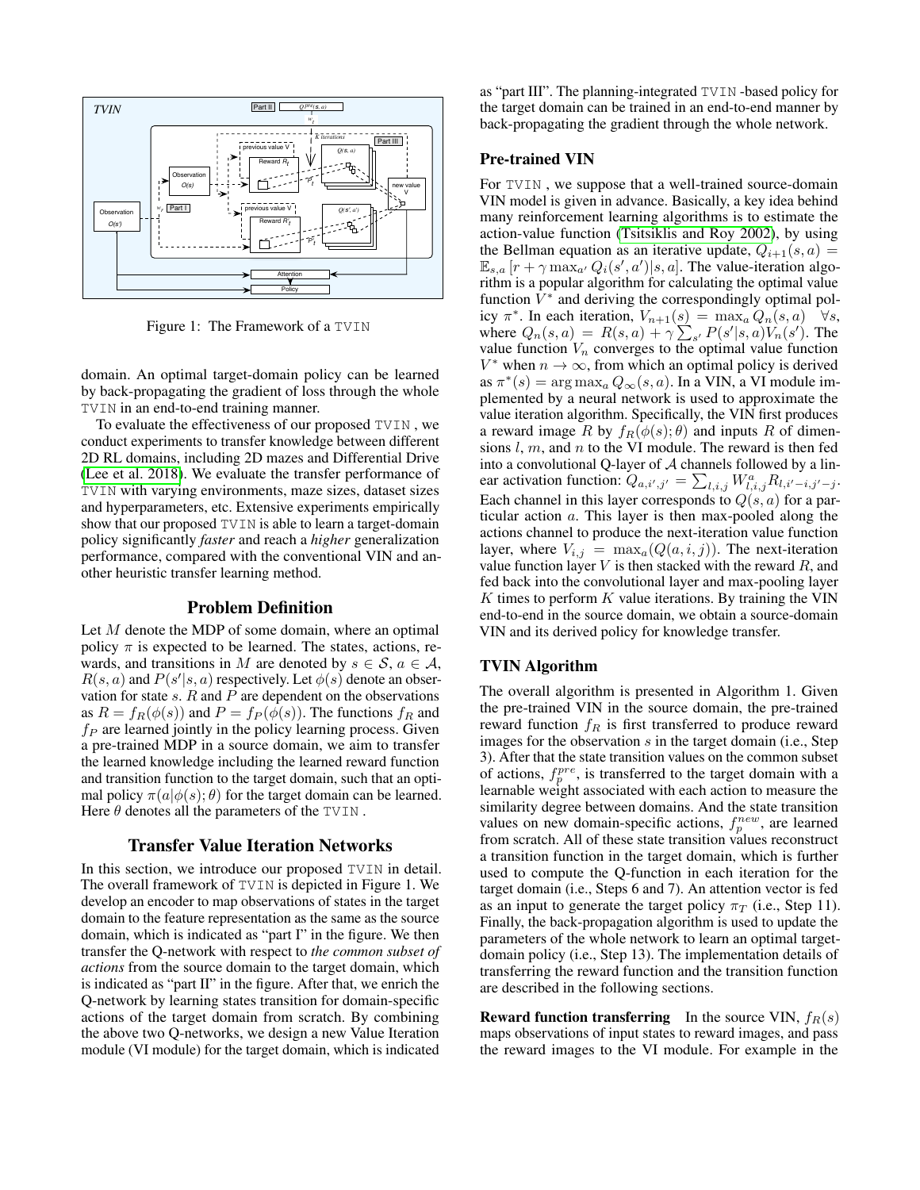Figure 1: The Framework of a TVIN

domain. An optimal target-domain policy can be learned by back-propagating the gradient of loss through the whole TVIN in an end-to-end training manner.

To evaluate the effectiveness of our proposed TVIN , we conduct experiments to transfer knowledge between different 2D RL domains, including 2D mazes and Differential Drive (Lee et al. 2018). We evaluate the transfer performance of TVIN with varying environments, maze sizes, dataset sizes and hyperparameters, etc. Extensive experiments empirically show that our proposed TVIN is able to learn a target-domain policy significantly *faster* and reach a *higher* generalization performance, compared with the conventional VIN and another heuristic transfer learning method.

## Problem Definition

Let $M$ denote the MDP of some domain, where an optimal policy $\pi$ is expected to be learned. The states, actions, rewards, and transitions in $M$ are denoted by $s \in \mathcal{S}$, $a \in \mathcal{A}$, $R(s, a)$ and $P(s'|s, a)$ respectively. Let $\phi(s)$ denote an observation for state $s$. $R$ and $P$ are dependent on the observations as $R = f_R(\phi(s))$ and $P = f_P(\phi(s))$. The functions $f_R$ and $f_P$ are learned jointly in the policy learning process. Given a pre-trained MDP in a source domain, we aim to transfer the learned knowledge including the learned reward function and transition function to the target domain, such that an optimal policy $\pi(a|\phi(s); \theta)$ for the target domain can be learned. Here $\theta$ denotes all the parameters of the TVIN .

## Transfer Value Iteration Networks

In this section, we introduce our proposed TVIN in detail. The overall framework of TVIN is depicted in Figure 1. We develop an encoder to map observations of states in the target domain to the feature representation as the same as the source domain, which is indicated as "part I" in the figure. We then transfer the Q-network with respect to *the common subset of actions* from the source domain to the target domain, which is indicated as "part II" in the figure. After that, we enrich the Q-network by learning states transition for domain-specific actions of the target domain from scratch. By combining the above two Q-networks, we design a new Value Iteration module (VI module) for the target domain, which is indicated as "part III". The planning-integrated TVIN -based policy for the target domain can be trained in an end-to-end manner by back-propagating the gradient through the whole network.

### Pre-trained VIN

For TVIN , we suppose that a well-trained source-domain VIN model is given in advance. Basically, a key idea behind many reinforcement learning algorithms is to estimate the action-value function (Tsitsiklis and Roy 2002), by using the Bellman equation as an iterative update, $Q_{i+1}(s, a) = \mathbb{E}_{s,a}\left[r + \gamma \max_{a'} Q_i(s', a')|s, a\right]$. The value-iteration algorithm is a popular algorithm for calculating the optimal value function $V^*$ and deriving the correspondingly optimal policy $\pi^*$. In each iteration, $V_{n+1}(s) = \max_a Q_n(s, a) \quad \forall s$, where $Q_n(s, a) = R(s, a) + \gamma \sum_{s'} P(s'|s, a)V_n(s')$. The value function $V_n$ converges to the optimal value function $V^*$ when $n \to \infty$, from which an optimal policy is derived as $\pi^*(s) = \arg\max_a Q_\infty(s, a)$. In a VIN, a VI module implemented by a neural network is used to approximate the value iteration algorithm. Specifically, the VIN first produces a reward image $R$ by $f_R(\phi(s); \theta)$ and inputs $R$ of dimensions $l$, $m$, and $n$ to the VI module. The reward is then fed into a convolutional Q-layer of $\mathcal{A}$ channels followed by a linear activation function: $Q_{a,i',j'} = \sum_{l,i,j} W^a_{l,i,j} R_{l,i'-i,j'-j}$. Each channel in this layer corresponds to $Q(s, a)$ for a particular action $a$. This layer is then max-pooled along the actions channel to produce the next-iteration value function layer, where $V_{i,j} = \max_a(Q(a, i, j))$. The next-iteration value function layer $V$ is then stacked with the reward $R$, and fed back into the convolutional layer and max-pooling layer $K$ times to perform $K$ value iterations. By training the VIN end-to-end in the source domain, we obtain a source-domain VIN and its derived policy for knowledge transfer.

### TVIN Algorithm

The overall algorithm is presented in Algorithm 1. Given the pre-trained VIN in the source domain, the pre-trained reward function $f_R$ is first transferred to produce reward images for the observation $s$ in the target domain (i.e., Step 3). After that the state transition values on the common subset of actions, $f^{pre}_p$, is transferred to the target domain with a learnable weight associated with each action to measure the similarity degree between domains. And the state transition values on new domain-specific actions, $f^{new}_p$, are learned from scratch. All of these state transition values reconstruct a transition function in the target domain, which is further used to compute the Q-function in each iteration for the target domain (i.e., Steps 6 and 7). An attention vector is fed as an input to generate the target policy $\pi_T$ (i.e., Step 11). Finally, the back-propagation algorithm is used to update the parameters of the whole network to learn an optimal target-domain policy (i.e., Step 13). The implementation details of transferring the reward function and the transition function are described in the following sections.

**Reward function transferring** In the source VIN, $f_R(s)$ maps observations of input states to reward images, and pass the reward images to the VI module. For example in the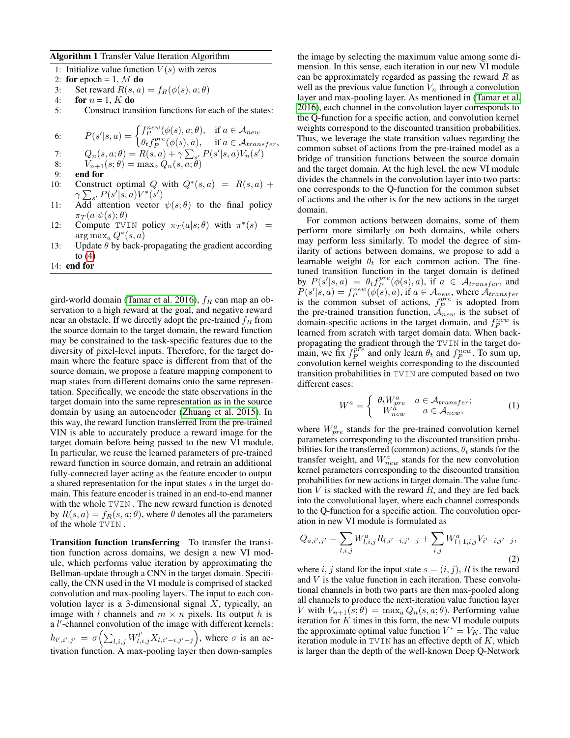**Algorithm 1** Transfer Value Iteration Algorithm

1: Initialize value function $V(s)$ with zeros
2: **for** epoch = 1, $M$ **do**
3: Set reward $R(s,a) = f_R(\phi(s), a; \theta)$
4: **for** $n = 1, K$ **do**
5: Construct transition functions for each of the states:
6: $P(s'|s,a) = \begin{cases} f_P^{new}(\phi(s), a; \theta), & \text{if } a \in \mathcal{A}_{new} \\ \theta_t f_P^{pre}(\phi(s), a), & \text{if } a \in \mathcal{A}_{transfer}, \end{cases}$
7: $Q_n(s,a;\theta) = R(s,a) + \gamma \sum_{s'} P(s'|s,a) V_n(s')$
8: $V_{n+1}(s;\theta) = \max_a Q_n(s,a;\theta)$
9: **end for**
10: Construct optimal $Q$ with $Q^*(s,a) = R(s,a) + \gamma \sum_{s'} P(s'|s,a) V^*(s')$
11: Add attention vector $\psi(s;\theta)$ to the final policy $\pi_T(a|\psi(s);\theta)$
12: Compute TVIN policy $\pi_T(a|s;\theta)$ with $\pi^*(s) = \arg\max_a Q^*(s,a)$
13: Update $\theta$ by back-propagating the gradient according to (4)
14: **end for**

gird-world domain (Tamar et al. 2016), $f_R$ can map an observation to a high reward at the goal, and negative reward near an obstacle. If we directly adopt the pre-trained $f_R$ from the source domain to the target domain, the reward function may be constrained to the task-specific features due to the diversity of pixel-level inputs. Therefore, for the target domain where the feature space is different from that of the source domain, we propose a feature mapping component to map states from different domains onto the same representation. Specifically, we encode the state observations in the target domain into the same representation as in the source domain by using an autoencoder (Zhuang et al. 2015). In this way, the reward function transferred from the pre-trained VIN is able to accurately produce a reward image for the target domain before being passed to the new VI module. In particular, we reuse the learned parameters of pre-trained reward function in source domain, and retrain an additional fully-connected layer acting as the feature encoder to output a shared representation for the input states $s$ in the target domain. This feature encoder is trained in an end-to-end manner with the whole TVIN . The new reward function is denoted by $R(s,a) = f_R(s,a;\theta)$, where $\theta$ denotes all the parameters of the whole TVIN .

**Transition function transferring** To transfer the transition function across domains, we design a new VI module, which performs value iteration by approximating the Bellman-update through a CNN in the target domain. Specifically, the CNN used in the VI module is comprised of stacked convolution and max-pooling layers. The input to each convolution layer is a 3-dimensional signal $X$, typically, an image with $l$ channels and $m \times n$ pixels. Its output $h$ is a $l'$-channel convolution of the image with different kernels: $h_{l',i',j'} = \sigma\Big(\sum_{l,i,j} W_{l,i,j}^{l'} X_{l,i'-i,j'-j}\Big)$, where $\sigma$ is an activation function. A max-pooling layer then down-samples the image by selecting the maximum value among some dimension. In this sense, each iteration in our new VI module can be approximately regarded as passing the reward $R$ as well as the previous value function $V_n$ through a convolution layer and max-pooling layer. As mentioned in (Tamar et al. 2016), each channel in the convolution layer corresponds to the Q-function for a specific action, and convolution kernel weights correspond to the discounted transition probabilities. Thus, we leverage the state transition values regarding the common subset of actions from the pre-trained model as a bridge of transition functions between the source domain and the target domain. At the high level, the new VI module divides the channels in the convolution layer into two parts: one corresponds to the Q-function for the common subset of actions and the other is for the new actions in the target domain.

For common actions between domains, some of them perform more similarly on both domains, while others may perform less similarly. To model the degree of similarity of actions between domains, we propose to add a learnable weight $\theta_t$ for each common action. The fine-tuned transition function in the target domain is defined by $P(s'|s,a) = \theta_t f_P^{pre}(\phi(s), a)$, if $a \in \mathcal{A}_{transfer}$, and $P(s'|s,a) = f_P^{new}(\phi(s), a)$, if $a \in \mathcal{A}_{new}$, where $\mathcal{A}_{transfer}$ is the common subset of actions, $f_P^{pre}$ is adopted from the pre-trained transition function, $\mathcal{A}_{new}$ is the subset of domain-specific actions in the target domain, and $f_P^{new}$ is learned from scratch with target domain data. When back-propagating the gradient through the TVIN in the target domain, we fix $f_P^{pre}$ and only learn $\theta_t$ and $f_P^{new}$. To sum up, convolution kernel weights corresponding to the discounted transition probabilities in TVIN are computed based on two different cases:

$$W^a = \begin{cases} \theta_t W_{pre}^a & a \in \mathcal{A}_{transfer}; \\ W_{new}^a & a \in \mathcal{A}_{new}, \end{cases} \tag{1}$$

where $W_{pre}^a$ stands for the pre-trained convolution kernel parameters corresponding to the discounted transition probabilities for the transferred (common) actions, $\theta_t$ stands for the transfer weight, and $W_{new}^a$ stands for the new convolution kernel parameters corresponding to the discounted transition probabilities for new actions in target domain. The value function $V$ is stacked with the reward $R$, and they are fed back into the convolutional layer, where each channel corresponds to the Q-function for a specific action. The convolution operation in new VI module is formulated as

$$Q_{a,i',j'} = \sum_{l,i,j} W_{l,i,j}^a R_{l,i'-i,j'-j} + \sum_{i,j} W_{l+1,i,j}^a V_{i'-i,j'-j}, \tag{2}$$

where $i, j$ stand for the input state $s = (i,j)$, $R$ is the reward and $V$ is the value function in each iteration. These convolutional channels in both two parts are then max-pooled along all channels to produce the next-iteration value function layer $V$ with $V_{n+1}(s;\theta) = \max_a Q_n(s,a;\theta)$. Performing value iteration for $K$ times in this form, the new VI module outputs the approximate optimal value function $V^* = V_K$. The value iteration module in TVIN has an effective depth of $K$, which is larger than the depth of the well-known Deep Q-Network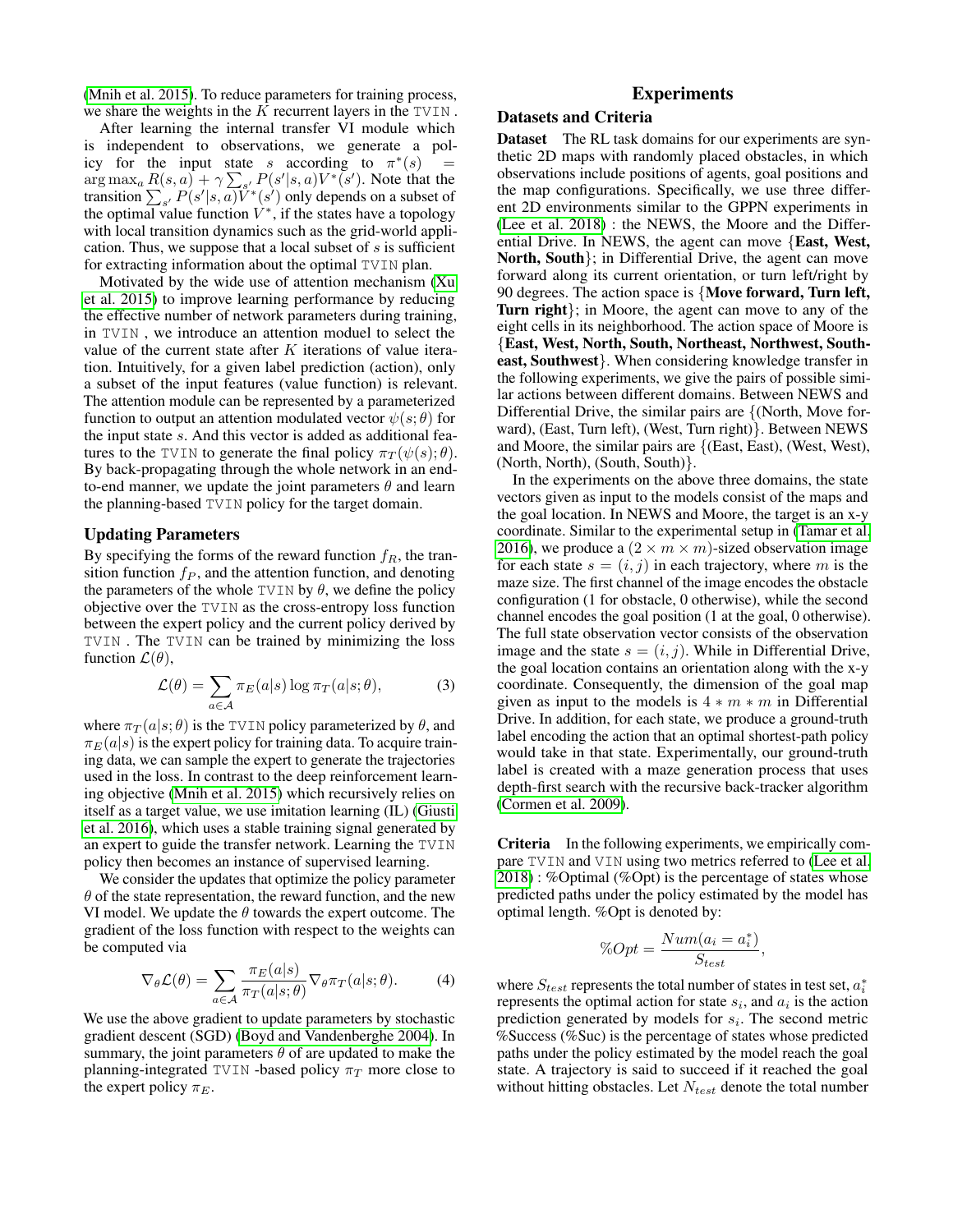(Mnih et al. 2015). To reduce parameters for training process, we share the weights in the $K$ recurrent layers in the TVIN .

After learning the internal transfer VI module which is independent to observations, we generate a policy for the input state $s$ according to $\pi^*(s) = \arg\max_a R(s,a) + \gamma \sum_{s'} P(s'|s,a)V^*(s')$. Note that the transition $\sum_{s'} P(s'|s,a)V^*(s')$ only depends on a subset of the optimal value function $V^*$, if the states have a topology with local transition dynamics such as the grid-world application. Thus, we suppose that a local subset of $s$ is sufficient for extracting information about the optimal TVIN plan.

Motivated by the wide use of attention mechanism (Xu et al. 2015) to improve learning performance by reducing the effective number of network parameters during training, in TVIN , we introduce an attention moduel to select the value of the current state after $K$ iterations of value iteration. Intuitively, for a given label prediction (action), only a subset of the input features (value function) is relevant. The attention module can be represented by a parameterized function to output an attention modulated vector $\psi(s;\theta)$ for the input state $s$. And this vector is added as additional features to the TVIN to generate the final policy $\pi_T(\psi(s);\theta)$. By back-propagating through the whole network in an end-to-end manner, we update the joint parameters $\theta$ and learn the planning-based TVIN policy for the target domain.

## Updating Parameters

By specifying the forms of the reward function $f_R$, the transition function $f_P$, and the attention function, and denoting the parameters of the whole TVIN by $\theta$, we define the policy objective over the TVIN as the cross-entropy loss function between the expert policy and the current policy derived by TVIN . The TVIN can be trained by minimizing the loss function $\mathcal{L}(\theta)$,

$$\mathcal{L}(\theta) = \sum_{a \in \mathcal{A}} \pi_E(a|s) \log \pi_T(a|s;\theta), \tag{3}$$

where $\pi_T(a|s;\theta)$ is the TVIN policy parameterized by $\theta$, and $\pi_E(a|s)$ is the expert policy for training data. To acquire training data, we can sample the expert to generate the trajectories used in the loss. In contrast to the deep reinforcement learning objective (Mnih et al. 2015) which recursively relies on itself as a target value, we use imitation learning (IL) (Giusti et al. 2016), which uses a stable training signal generated by an expert to guide the transfer network. Learning the TVIN policy then becomes an instance of supervised learning.

We consider the updates that optimize the policy parameter $\theta$ of the state representation, the reward function, and the new VI model. We update the $\theta$ towards the expert outcome. The gradient of the loss function with respect to the weights can be computed via

$$\nabla_\theta \mathcal{L}(\theta) = \sum_{a \in \mathcal{A}} \frac{\pi_E(a|s)}{\pi_T(a|s;\theta)} \nabla_\theta \pi_T(a|s;\theta). \tag{4}$$

We use the above gradient to update parameters by stochastic gradient descent (SGD) (Boyd and Vandenberghe 2004). In summary, the joint parameters $\theta$ of are updated to make the planning-integrated TVIN -based policy $\pi_T$ more close to the expert policy $\pi_E$.

# Experiments

## Datasets and Criteria

**Dataset** The RL task domains for our experiments are synthetic 2D maps with randomly placed obstacles, in which observations include positions of agents, goal positions and the map configurations. Specifically, we use three different 2D environments similar to the GPPN experiments in (Lee et al. 2018) : the NEWS, the Moore and the Differential Drive. In NEWS, the agent can move {**East, West, North, South**}; in Differential Drive, the agent can move forward along its current orientation, or turn left/right by 90 degrees. The action space is {**Move forward, Turn left, Turn right**}; in Moore, the agent can move to any of the eight cells in its neighborhood. The action space of Moore is {**East, West, North, South, Northeast, Northwest, Southeast, Southwest**}. When considering knowledge transfer in the following experiments, we give the pairs of possible similar actions between different domains. Between NEWS and Differential Drive, the similar pairs are {(North, Move forward), (East, Turn left), (West, Turn right)}. Between NEWS and Moore, the similar pairs are {(East, East), (West, West), (North, North), (South, South)}.

In the experiments on the above three domains, the state vectors given as input to the models consist of the maps and the goal location. In NEWS and Moore, the target is an x-y coordinate. Similar to the experimental setup in (Tamar et al. 2016), we produce a $(2 \times m \times m)$-sized observation image for each state $s = (i,j)$ in each trajectory, where $m$ is the maze size. The first channel of the image encodes the obstacle configuration (1 for obstacle, 0 otherwise), while the second channel encodes the goal position (1 at the goal, 0 otherwise). The full state observation vector consists of the observation image and the state $s = (i,j)$. While in Differential Drive, the goal location contains an orientation along with the x-y coordinate. Consequently, the dimension of the goal map given as input to the models is $4 * m * m$ in Differential Drive. In addition, for each state, we produce a ground-truth label encoding the action that an optimal shortest-path policy would take in that state. Experimentally, our ground-truth label is created with a maze generation process that uses depth-first search with the recursive back-tracker algorithm (Cormen et al. 2009).

**Criteria** In the following experiments, we empirically compare TVIN and VIN using two metrics referred to (Lee et al. 2018) : %Optimal (%Opt) is the percentage of states whose predicted paths under the policy estimated by the model has optimal length. %Opt is denoted by:

$$\%Opt = \frac{Num(a_i = a_i^*)}{S_{test}},$$

where $S_{test}$ represents the total number of states in test set, $a_i^*$ represents the optimal action for state $s_i$, and $a_i$ is the action prediction generated by models for $s_i$. The second metric %Success (%Suc) is the percentage of states whose predicted paths under the policy estimated by the model reach the goal state. A trajectory is said to succeed if it reached the goal without hitting obstacles. Let $N_{test}$ denote the total number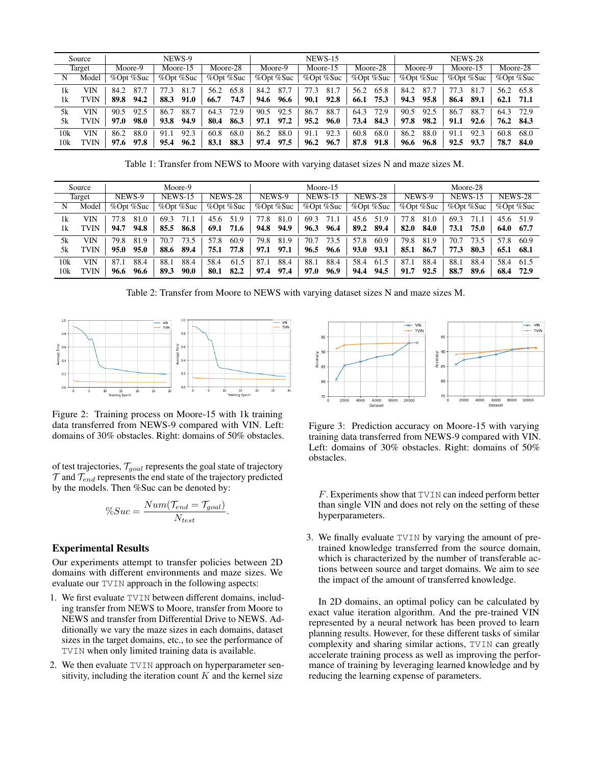| Source | | NEWS-9 | | | | | | NEWS-15 | | | | | | NEWS-28 | | | | | |
|---|---|---|---|---|---|---|---|---|---|---|---|---|---|---|---|---|---|---|---|
| Target | | Moore-9 | | Moore-15 | | Moore-28 | | Moore-9 | | Moore-15 | | Moore-28 | | Moore-9 | | Moore-15 | | Moore-28 | |
| N | Model | %Opt | %Suc | %Opt | %Suc | %Opt | %Suc | %Opt | %Suc | %Opt | %Suc | %Opt | %Suc | %Opt | %Suc | %Opt | %Suc | %Opt | %Suc |
| 1k | VIN | 84.2 | 87.7 | 77.3 | 81.7 | 56.2 | 65.8 | 84.2 | 87.7 | 77.3 | 81.7 | 56.2 | 65.8 | 84.2 | 87.7 | 77.3 | 81.7 | 56.2 | 65.8 |
| 1k | TVIN | **89.8** | **94.2** | **88.3** | **91.0** | **66.7** | **74.7** | **94.6** | **96.6** | **90.1** | **92.8** | **66.1** | **75.3** | **94.3** | **95.8** | **86.4** | **89.1** | **62.1** | **71.1** |
| 5k | VIN | 90.5 | 92.5 | 86.7 | 88.7 | 64.3 | 72.9 | 90.5 | 92.5 | 86.7 | 88.7 | 64.3 | 72.9 | 90.5 | 92.5 | 86.7 | 88.7 | 64.3 | 72.9 |
| 5k | TVIN | **97.0** | **98.0** | **93.8** | **94.9** | **80.4** | **86.3** | **97.1** | **97.2** | **95.2** | **96.0** | **73.4** | **84.3** | **97.8** | **98.2** | **91.1** | **92.6** | **76.2** | **84.3** |
| 10k | VIN | 86.2 | 88.0 | 91.1 | 92.3 | 60.8 | 68.0 | 86.2 | 88.0 | 91.1 | 92.3 | 60.8 | 68.0 | 86.2 | 88.0 | 91.1 | 92.3 | 60.8 | 68.0 |
| 10k | TVIN | **97.6** | **97.8** | **95.4** | **96.2** | **83.1** | **88.3** | **97.4** | **97.5** | **96.2** | **96.7** | **87.8** | **91.8** | **96.6** | **96.8** | **92.5** | **93.7** | **78.7** | **84.0** |

Table 1: Transfer from NEWS to Moore with varying dataset sizes N and maze sizes M.

| Source | | Moore-9 | | | | | | Moore-15 | | | | | | Moore-28 | | | | | |
|---|---|---|---|---|---|---|---|---|---|---|---|---|---|---|---|---|---|---|---|
| Target | | NEWS-9 | | NEWS-15 | | NEWS-28 | | NEWS-9 | | NEWS-15 | | NEWS-28 | | NEWS-9 | | NEWS-15 | | NEWS-28 | |
| N | Model | %Opt | %Suc | %Opt | %Suc | %Opt | %Suc | %Opt | %Suc | %Opt | %Suc | %Opt | %Suc | %Opt | %Suc | %Opt | %Suc | %Opt | %Suc |
| 1k | VIN | 77.8 | 81.0 | 69.3 | 71.1 | 45.6 | 51.9 | 77.8 | 81.0 | 69.3 | 71.1 | 45.6 | 51.9 | 77.8 | 81.0 | 69.3 | 71.1 | 45.6 | 51.9 |
| 1k | TVIN | **94.7** | **94.8** | **85.5** | **86.8** | **69.1** | **71.6** | **94.8** | **94.9** | **96.3** | **96.4** | **89.2** | **89.4** | **82.0** | **84.0** | **73.1** | **75.0** | **64.0** | **67.7** |
| 5k | VIN | 79.8 | 81.9 | 70.7 | 73.5 | 57.8 | 60.9 | 79.8 | 81.9 | 70.7 | 73.5 | 57.8 | 60.9 | 79.8 | 81.9 | 70.7 | 73.5 | 57.8 | 60.9 |
| 5k | TVIN | **95.0** | **95.0** | **88.6** | **89.4** | **75.1** | **77.8** | **97.1** | **97.1** | **96.5** | **96.6** | **93.0** | **93.1** | **85.1** | **86.7** | **77.3** | **80.3** | **65.1** | **68.1** |
| 10k | VIN | 87.1 | 88.4 | 88.1 | 88.4 | 58.4 | 61.5 | 87.1 | 88.4 | 88.1 | 88.4 | 58.4 | 61.5 | 87.1 | 88.4 | 88.1 | 88.4 | 58.4 | 61.5 |
| 10k | TVIN | **96.6** | **96.6** | **89.3** | **90.0** | **80.1** | **82.2** | **97.4** | **97.4** | **97.0** | **96.9** | **94.4** | **94.5** | **91.7** | **92.5** | **88.7** | **89.6** | **68.4** | **72.9** |

Table 2: Transfer from Moore to NEWS with varying dataset sizes N and maze sizes M.

Figure 2: Training process on Moore-15 with 1k training data transferred from NEWS-9 compared with VIN. Left: domains of 30% obstacles. Right: domains of 50% obstacles.

Figure 3: Prediction accuracy on Moore-15 with varying training data transferred from NEWS-9 compared with VIN. Left: domains of 30% obstacles. Right: domains of 50% obstacles.

of test trajectories, $\mathcal{T}_{goal}$ represents the goal state of trajectory $\mathcal{T}$ and $\mathcal{T}_{end}$ represents the end state of the trajectory predicted by the models. Then %Suc can be denoted by:

$$\%Suc = \frac{Num(\mathcal{T}_{end} = \mathcal{T}_{goal})}{N_{test}}.$$

## Experimental Results

Our experiments attempt to transfer policies between 2D domains with different environments and maze sizes. We evaluate our TVIN approach in the following aspects:

1. We first evaluate TVIN between different domains, including transfer from NEWS to Moore, transfer from Moore to NEWS and transfer from Differential Drive to NEWS. Additionally we vary the maze sizes in each domains, dataset sizes in the target domains, etc., to see the performance of TVIN when only limited training data is available.
2. We then evaluate TVIN approach on hyperparameter sensitivity, including the iteration count $K$ and the kernel size $F$. Experiments show that TVIN can indeed perform better than single VIN and does not rely on the setting of these hyperparameters.
3. We finally evaluate TVIN by varying the amount of pre-trained knowledge transferred from the source domain, which is characterized by the number of transferable actions between source and target domains. We aim to see the impact of the amount of transferred knowledge.

In 2D domains, an optimal policy can be calculated by exact value iteration algorithm. And the pre-trained VIN represented by a neural network has been proved to learn planning results. However, for these different tasks of similar complexity and sharing similar actions, TVIN can greatly accelerate training process as well as improving the performance of training by leveraging learned knowledge and by reducing the learning expense of parameters.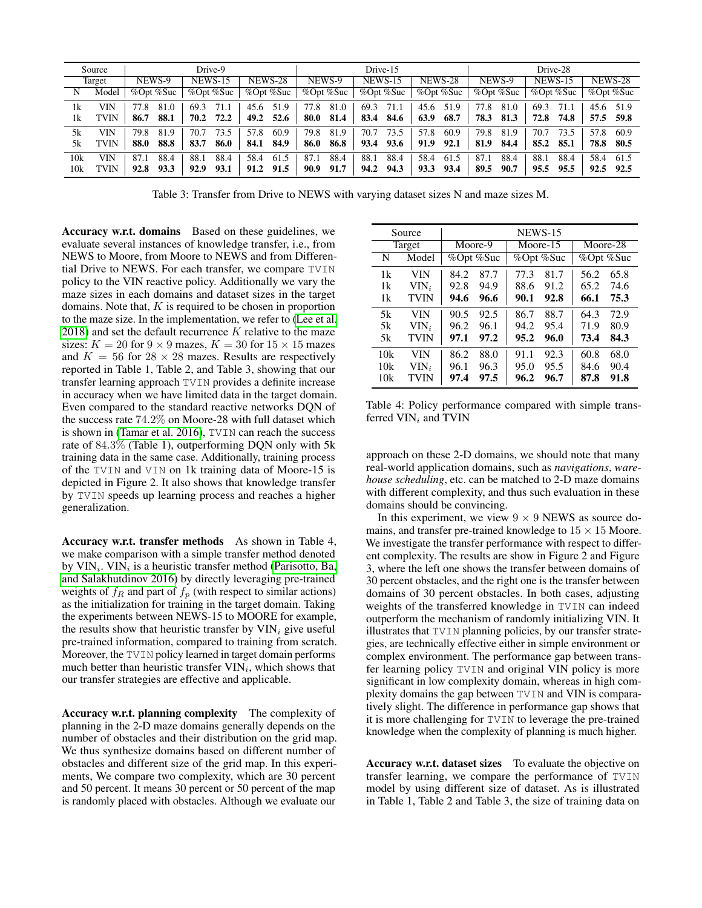| Source | | Drive-9 | | | | | | Drive-15 | | | | | | Drive-28 | | | | | |
|---|---|---|---|---|---|---|---|---|---|---|---|---|---|---|---|---|---|---|---|
| Target | | NEWS-9 | | NEWS-15 | | NEWS-28 | | NEWS-9 | | NEWS-15 | | NEWS-28 | | NEWS-9 | | NEWS-15 | | NEWS-28 | |
| N | Model | %Opt | %Suc | %Opt | %Suc | %Opt | %Suc | %Opt | %Suc | %Opt | %Suc | %Opt | %Suc | %Opt | %Suc | %Opt | %Suc | %Opt | %Suc |
| 1k | VIN | 77.8 | 81.0 | 69.3 | 71.1 | 45.6 | 51.9 | 77.8 | 81.0 | 69.3 | 71.1 | 45.6 | 51.9 | 77.8 | 81.0 | 69.3 | 71.1 | 45.6 | 51.9 |
| 1k | TVIN | **86.7** | **88.1** | **70.2** | **72.2** | **49.2** | **52.6** | **80.0** | **81.4** | **83.4** | **84.6** | **63.9** | **68.7** | **78.3** | **81.3** | **72.8** | **74.8** | **57.5** | **59.8** |
| 5k | VIN | 79.8 | 81.9 | 70.7 | 73.5 | 57.8 | 60.9 | 79.8 | 81.9 | 70.7 | 73.5 | 57.8 | 60.9 | 79.8 | 81.9 | 70.7 | 73.5 | 57.8 | 60.9 |
| 5k | TVIN | **88.0** | **88.8** | **83.7** | **86.0** | **84.1** | **84.9** | **86.0** | **86.8** | **93.4** | **93.6** | **91.9** | **92.1** | **81.9** | **84.4** | **85.2** | **85.1** | **78.8** | **80.5** |
| 10k | VIN | 87.1 | 88.4 | 88.1 | 88.4 | 58.4 | 61.5 | 87.1 | 88.4 | 88.1 | 88.4 | 58.4 | 61.5 | 87.1 | 88.4 | 88.1 | 88.4 | 58.4 | 61.5 |
| 10k | TVIN | **92.8** | **93.3** | **92.9** | **93.1** | **91.2** | **91.5** | **90.9** | **91.7** | **94.2** | **94.3** | **93.3** | **93.4** | **89.5** | **90.7** | **95.5** | **95.5** | **92.5** | **92.5** |

Table 3: Transfer from Drive to NEWS with varying dataset sizes N and maze sizes M.

**Accuracy w.r.t. domains** Based on these guidelines, we evaluate several instances of knowledge transfer, i.e., from NEWS to Moore, from Moore to NEWS and from Differential Drive to NEWS. For each transfer, we compare TVIN policy to the VIN reactive policy. Additionally we vary the maze sizes in each domains and dataset sizes in the target domains. Note that, $K$ is required to be chosen in proportion to the maze size. In the implementation, we refer to (Lee et al. 2018) and set the default recurrence $K$ relative to the maze sizes: $K = 20$ for $9 \times 9$ mazes, $K = 30$ for $15 \times 15$ mazes and $K = 56$ for $28 \times 28$ mazes. Results are respectively reported in Table 1, Table 2, and Table 3, showing that our transfer learning approach TVIN provides a definite increase in accuracy when we have limited data in the target domain. Even compared to the standard reactive networks DQN of the success rate 74.2% on Moore-28 with full dataset which is shown in (Tamar et al. 2016), TVIN can reach the success rate of 84.3% (Table 1), outperforming DQN only with 5k training data in the same case. Additionally, training process of the TVIN and VIN on 1k training data of Moore-15 is depicted in Figure 2. It also shows that knowledge transfer by TVIN speeds up learning process and reaches a higher generalization.

**Accuracy w.r.t. transfer methods** As shown in Table 4, we make comparison with a simple transfer method denoted by $\text{VIN}_i$. $\text{VIN}_i$ is a heuristic transfer method (Parisotto, Ba, and Salakhutdinov 2016) by directly leveraging pre-trained weights of $f_R$ and part of $f_p$ (with respect to similar actions) as the initialization for training in the target domain. Taking the experiments between NEWS-15 to MOORE for example, the results show that heuristic transfer by $\text{VIN}_i$ give useful pre-trained information, compared to training from scratch. Moreover, the TVIN policy learned in target domain performs much better than heuristic transfer $\text{VIN}_i$, which shows that our transfer strategies are effective and applicable.

**Accuracy w.r.t. planning complexity** The complexity of planning in the 2-D maze domains generally depends on the number of obstacles and their distribution on the grid map. We thus synthesize domains based on different number of obstacles and different size of the grid map. In this experiments, We compare two complexity, which are 30 percent and 50 percent. It means 30 percent or 50 percent of the map is randomly placed with obstacles. Although we evaluate our approach on these 2-D domains, we should note that many real-world application domains, such as *navigations*, *warehouse scheduling*, etc. can be matched to 2-D maze domains with different complexity, and thus such evaluation in these domains should be convincing.

| Source | | NEWS-15 | | | | | |
|---|---|---|---|---|---|---|---|
| Target | | Moore-9 | | Moore-15 | | Moore-28 | |
| N | Model | %Opt | %Suc | %Opt | %Suc | %Opt | %Suc |
| 1k | VIN | 84.2 | 87.7 | 77.3 | 81.7 | 56.2 | 65.8 |
| 1k | $\text{VIN}_i$ | 92.8 | 94.9 | 88.6 | 91.2 | 65.2 | 74.6 |
| 1k | TVIN | **94.6** | **96.6** | **90.1** | **92.8** | **66.1** | **75.3** |
| 5k | VIN | 90.5 | 92.5 | 86.7 | 88.7 | 64.3 | 72.9 |
| 5k | $\text{VIN}_i$ | 96.2 | 96.1 | 94.2 | 95.4 | 71.9 | 80.9 |
| 5k | TVIN | **97.1** | **97.2** | **95.2** | **96.0** | **73.4** | **84.3** |
| 10k | VIN | 86.2 | 88.0 | 91.1 | 92.3 | 60.8 | 68.0 |
| 10k | $\text{VIN}_i$ | 96.1 | 96.3 | 95.0 | 95.5 | 84.6 | 90.4 |
| 10k | TVIN | **97.4** | **97.5** | **96.2** | **96.7** | **87.8** | **91.8** |

Table 4: Policy performance compared with simple transferred $\text{VIN}_i$ and TVIN

In this experiment, we view $9 \times 9$ NEWS as source domains, and transfer pre-trained knowledge to $15 \times 15$ Moore. We investigate the transfer performance with respect to different complexity. The results are show in Figure 2 and Figure 3, where the left one shows the transfer between domains of 30 percent obstacles, and the right one is the transfer between domains of 30 percent obstacles. In both cases, adjusting weights of the transferred knowledge in TVIN can indeed outperform the mechanism of randomly initializing VIN. It illustrates that TVIN planning policies, by our transfer strategies, are technically effective either in simple environment or complex environment. The performance gap between transfer learning policy TVIN and original VIN policy is more significant in low complexity domain, whereas in high complexity domains the gap between TVIN and VIN is comparatively slight. The difference in performance gap shows that it is more challenging for TVIN to leverage the pre-trained knowledge when the complexity of planning is much higher.

**Accuracy w.r.t. dataset sizes** To evaluate the objective on transfer learning, we compare the performance of TVIN model by using different size of dataset. As is illustrated in Table 1, Table 2 and Table 3, the size of training data on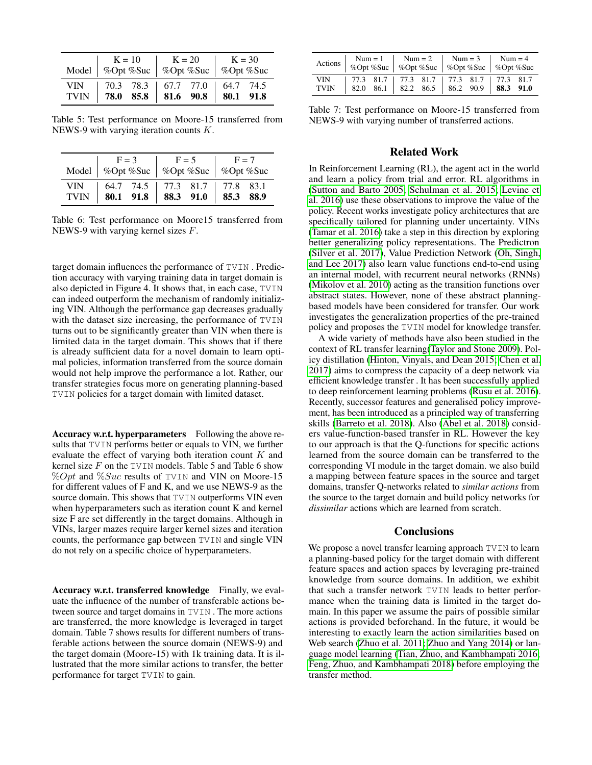| Model | K = 10 |  | K = 20 |  | K = 30 |  |
|---|---|---|---|---|---|---|
|  | %Opt | %Suc | %Opt | %Suc | %Opt | %Suc |
| VIN | 70.3 | 78.3 | 67.7 | 77.0 | 64.7 | 74.5 |
| TVIN | **78.0** | **85.8** | **81.6** | **90.8** | **80.1** | **91.8** |

Table 5: Test performance on Moore-15 transferred from NEWS-9 with varying iteration counts $K$.

| Model | F = 3 |  | F = 5 |  | F = 7 |  |
|---|---|---|---|---|---|---|
|  | %Opt | %Suc | %Opt | %Suc | %Opt | %Suc |
| VIN | 64.7 | 74.5 | 77.3 | 81.7 | 77.8 | 83.1 |
| TVIN | **80.1** | **91.8** | **88.3** | **91.0** | **85.3** | **88.9** |

Table 6: Test performance on Moore15 transferred from NEWS-9 with varying kernel sizes $F$.

target domain influences the performance of TVIN . Prediction accuracy with varying training data in target domain is also depicted in Figure 4. It shows that, in each case, TVIN can indeed outperform the mechanism of randomly initializing VIN. Although the performance gap decreases gradually with the dataset size increasing, the performance of TVIN turns out to be significantly greater than VIN when there is limited data in the target domain. This shows that if there is already sufficient data for a novel domain to learn optimal policies, information transferred from the source domain would not help improve the performance a lot. Rather, our transfer strategies focus more on generating planning-based TVIN policies for a target domain with limited dataset.

**Accuracy w.r.t. hyperparameters** Following the above results that TVIN performs better or equals to VIN, we further evaluate the effect of varying both iteration count $K$ and kernel size $F$ on the TVIN models. Table 5 and Table 6 show $\%Opt$ and $\%Suc$ results of TVIN and VIN on Moore-15 for different values of F and K, and we use NEWS-9 as the source domain. This shows that TVIN outperforms VIN even when hyperparameters such as iteration count K and kernel size F are set differently in the target domains. Although in VINs, larger mazes require larger kernel sizes and iteration counts, the performance gap between TVIN and single VIN do not rely on a specific choice of hyperparameters.

**Accuracy w.r.t. transferred knowledge** Finally, we evaluate the influence of the number of transferable actions between source and target domains in TVIN . The more actions are transferred, the more knowledge is leveraged in target domain. Table 7 shows results for different numbers of transferable actions between the source domain (NEWS-9) and the target domain (Moore-15) with 1k training data. It is illustrated that the more similar actions to transfer, the better performance for target TVIN to gain.

| Actions | Num = 1 |  | Num = 2 |  | Num = 3 |  | Num = 4 |  |
|---|---|---|---|---|---|---|---|---|
|  | %Opt | %Suc | %Opt | %Suc | %Opt | %Suc | %Opt | %Suc |
| VIN | 77.3 | 81.7 | 77.3 | 81.7 | 77.3 | 81.7 | 77.3 | 81.7 |
| TVIN | 82.0 | 86.1 | 82.2 | 86.5 | 86.2 | 90.9 | **88.3** | **91.0** |

Table 7: Test performance on Moore-15 transferred from NEWS-9 with varying number of transferred actions.

## Related Work

In Reinforcement Learning (RL), the agent act in the world and learn a policy from trial and error. RL algorithms in (Sutton and Barto 2005; Schulman et al. 2015; Levine et al. 2016) use these observations to improve the value of the policy. Recent works investigate policy architectures that are specifically tailored for planning under uncertainty. VINs (Tamar et al. 2016) take a step in this direction by exploring better generalizing policy representations. The Predictron (Silver et al. 2017), Value Prediction Network (Oh, Singh, and Lee 2017) also learn value functions end-to-end using an internal model, with recurrent neural networks (RNNs) (Mikolov et al. 2010) acting as the transition functions over abstract states. However, none of these abstract planning-based models have been considered for transfer. Our work investigates the generalization properties of the pre-trained policy and proposes the TVIN model for knowledge transfer.

A wide variety of methods have also been studied in the context of RL transfer learning(Taylor and Stone 2009). Policy distillation (Hinton, Vinyals, and Dean 2015; Chen et al. 2017) aims to compress the capacity of a deep network via efficient knowledge transfer . It has been successfully applied to deep reinforcement learning problems (Rusu et al. 2016). Recently, successor features and generalised policy improvement, has been introduced as a principled way of transferring skills (Barreto et al. 2018). Also (Abel et al. 2018) considers value-function-based transfer in RL. However the key to our approach is that the Q-functions for specific actions learned from the source domain can be transferred to the corresponding VI module in the target domain. we also build a mapping between feature spaces in the source and target domains, transfer Q-networks related to *similar actions* from the source to the target domain and build policy networks for *dissimilar* actions which are learned from scratch.

## Conclusions

We propose a novel transfer learning approach TVIN to learn a planning-based policy for the target domain with different feature spaces and action spaces by leveraging pre-trained knowledge from source domains. In addition, we exhibit that such a transfer network TVIN leads to better performance when the training data is limited in the target domain. In this paper we assume the pairs of possible similar actions is provided beforehand. In the future, it would be interesting to exactly learn the action similarities based on Web search (Zhuo et al. 2011; Zhuo and Yang 2014) or language model learning (Tian, Zhuo, and Kambhampati 2016; Feng, Zhuo, and Kambhampati 2018) before employing the transfer method.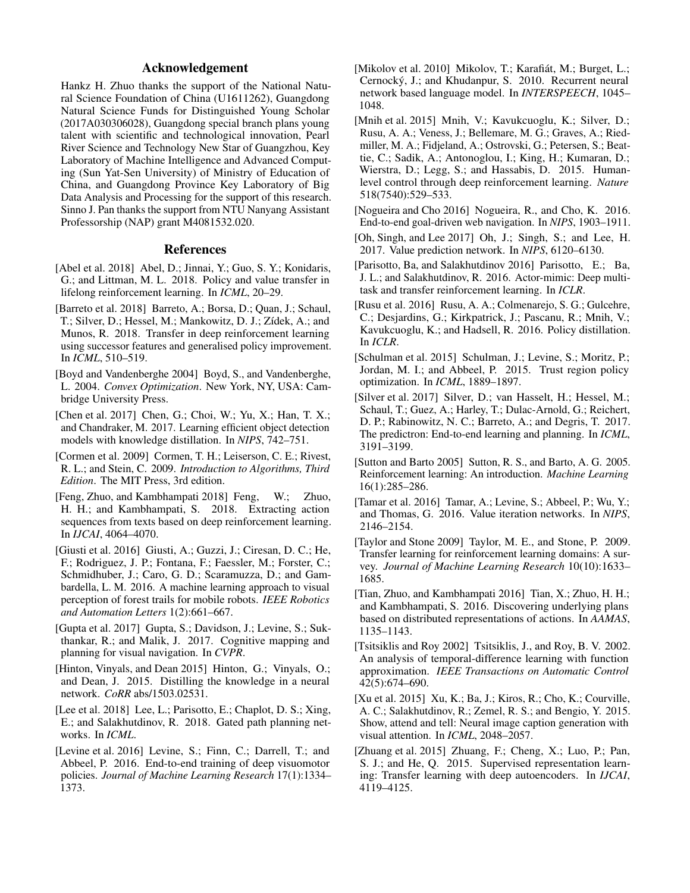## Acknowledgement

Hankz H. Zhuo thanks the support of the National Natural Science Foundation of China (U1611262), Guangdong Natural Science Funds for Distinguished Young Scholar (2017A030306028), Guangdong special branch plans young talent with scientific and technological innovation, Pearl River Science and Technology New Star of Guangzhou, Key Laboratory of Machine Intelligence and Advanced Computing (Sun Yat-Sen University) of Ministry of Education of China, and Guangdong Province Key Laboratory of Big Data Analysis and Processing for the support of this research. Sinno J. Pan thanks the support from NTU Nanyang Assistant Professorship (NAP) grant M4081532.020.

## References

[Abel et al. 2018] Abel, D.; Jinnai, Y.; Guo, S. Y.; Konidaris, G.; and Littman, M. L. 2018. Policy and value transfer in lifelong reinforcement learning. In *ICML*, 20–29.

[Barreto et al. 2018] Barreto, A.; Borsa, D.; Quan, J.; Schaul, T.; Silver, D.; Hessel, M.; Mankowitz, D. J.; Zídek, A.; and Munos, R. 2018. Transfer in deep reinforcement learning using successor features and generalised policy improvement. In *ICML*, 510–519.

[Boyd and Vandenberghe 2004] Boyd, S., and Vandenberghe, L. 2004. *Convex Optimization*. New York, NY, USA: Cambridge University Press.

[Chen et al. 2017] Chen, G.; Choi, W.; Yu, X.; Han, T. X.; and Chandraker, M. 2017. Learning efficient object detection models with knowledge distillation. In *NIPS*, 742–751.

[Cormen et al. 2009] Cormen, T. H.; Leiserson, C. E.; Rivest, R. L.; and Stein, C. 2009. *Introduction to Algorithms, Third Edition*. The MIT Press, 3rd edition.

[Feng, Zhuo, and Kambhampati 2018] Feng, W.; Zhuo, H. H.; and Kambhampati, S. 2018. Extracting action sequences from texts based on deep reinforcement learning. In *IJCAI*, 4064–4070.

[Giusti et al. 2016] Giusti, A.; Guzzi, J.; Ciresan, D. C.; He, F.; Rodriguez, J. P.; Fontana, F.; Faessler, M.; Forster, C.; Schmidhuber, J.; Caro, G. D.; Scaramuzza, D.; and Gambardella, L. M. 2016. A machine learning approach to visual perception of forest trails for mobile robots. *IEEE Robotics and Automation Letters* 1(2):661–667.

[Gupta et al. 2017] Gupta, S.; Davidson, J.; Levine, S.; Sukthankar, R.; and Malik, J. 2017. Cognitive mapping and planning for visual navigation. In *CVPR*.

[Hinton, Vinyals, and Dean 2015] Hinton, G.; Vinyals, O.; and Dean, J. 2015. Distilling the knowledge in a neural network. *CoRR* abs/1503.02531.

[Lee et al. 2018] Lee, L.; Parisotto, E.; Chaplot, D. S.; Xing, E.; and Salakhutdinov, R. 2018. Gated path planning networks. In *ICML*.

[Levine et al. 2016] Levine, S.; Finn, C.; Darrell, T.; and Abbeel, P. 2016. End-to-end training of deep visuomotor policies. *Journal of Machine Learning Research* 17(1):1334–1373.

[Mikolov et al. 2010] Mikolov, T.; Karafiát, M.; Burget, L.; Cernocký, J.; and Khudanpur, S. 2010. Recurrent neural network based language model. In *INTERSPEECH*, 1045–1048.

[Mnih et al. 2015] Mnih, V.; Kavukcuoglu, K.; Silver, D.; Rusu, A. A.; Veness, J.; Bellemare, M. G.; Graves, A.; Riedmiller, M. A.; Fidjeland, A.; Ostrovski, G.; Petersen, S.; Beattie, C.; Sadik, A.; Antonoglou, I.; King, H.; Kumaran, D.; Wierstra, D.; Legg, S.; and Hassabis, D. 2015. Human-level control through deep reinforcement learning. *Nature* 518(7540):529–533.

[Nogueira and Cho 2016] Nogueira, R., and Cho, K. 2016. End-to-end goal-driven web navigation. In *NIPS*, 1903–1911.

[Oh, Singh, and Lee 2017] Oh, J.; Singh, S.; and Lee, H. 2017. Value prediction network. In *NIPS*, 6120–6130.

[Parisotto, Ba, and Salakhutdinov 2016] Parisotto, E.; Ba, J. L.; and Salakhutdinov, R. 2016. Actor-mimic: Deep multitask and transfer reinforcement learning. In *ICLR*.

[Rusu et al. 2016] Rusu, A. A.; Colmenarejo, S. G.; Gulcehre, C.; Desjardins, G.; Kirkpatrick, J.; Pascanu, R.; Mnih, V.; Kavukcuoglu, K.; and Hadsell, R. 2016. Policy distillation. In *ICLR*.

[Schulman et al. 2015] Schulman, J.; Levine, S.; Moritz, P.; Jordan, M. I.; and Abbeel, P. 2015. Trust region policy optimization. In *ICML*, 1889–1897.

[Silver et al. 2017] Silver, D.; van Hasselt, H.; Hessel, M.; Schaul, T.; Guez, A.; Harley, T.; Dulac-Arnold, G.; Reichert, D. P.; Rabinowitz, N. C.; Barreto, A.; and Degris, T. 2017. The predictron: End-to-end learning and planning. In *ICML*, 3191–3199.

[Sutton and Barto 2005] Sutton, R. S., and Barto, A. G. 2005. Reinforcement learning: An introduction. *Machine Learning* 16(1):285–286.

[Tamar et al. 2016] Tamar, A.; Levine, S.; Abbeel, P.; Wu, Y.; and Thomas, G. 2016. Value iteration networks. In *NIPS*, 2146–2154.

[Taylor and Stone 2009] Taylor, M. E., and Stone, P. 2009. Transfer learning for reinforcement learning domains: A survey. *Journal of Machine Learning Research* 10(10):1633–1685.

[Tian, Zhuo, and Kambhampati 2016] Tian, X.; Zhuo, H. H.; and Kambhampati, S. 2016. Discovering underlying plans based on distributed representations of actions. In *AAMAS*, 1135–1143.

[Tsitsiklis and Roy 2002] Tsitsiklis, J., and Roy, B. V. 2002. An analysis of temporal-difference learning with function approximation. *IEEE Transactions on Automatic Control* 42(5):674–690.

[Xu et al. 2015] Xu, K.; Ba, J.; Kiros, R.; Cho, K.; Courville, A. C.; Salakhutdinov, R.; Zemel, R. S.; and Bengio, Y. 2015. Show, attend and tell: Neural image caption generation with visual attention. In *ICML*, 2048–2057.

[Zhuang et al. 2015] Zhuang, F.; Cheng, X.; Luo, P.; Pan, S. J.; and He, Q. 2015. Supervised representation learning: Transfer learning with deep autoencoders. In *IJCAI*, 4119–4125.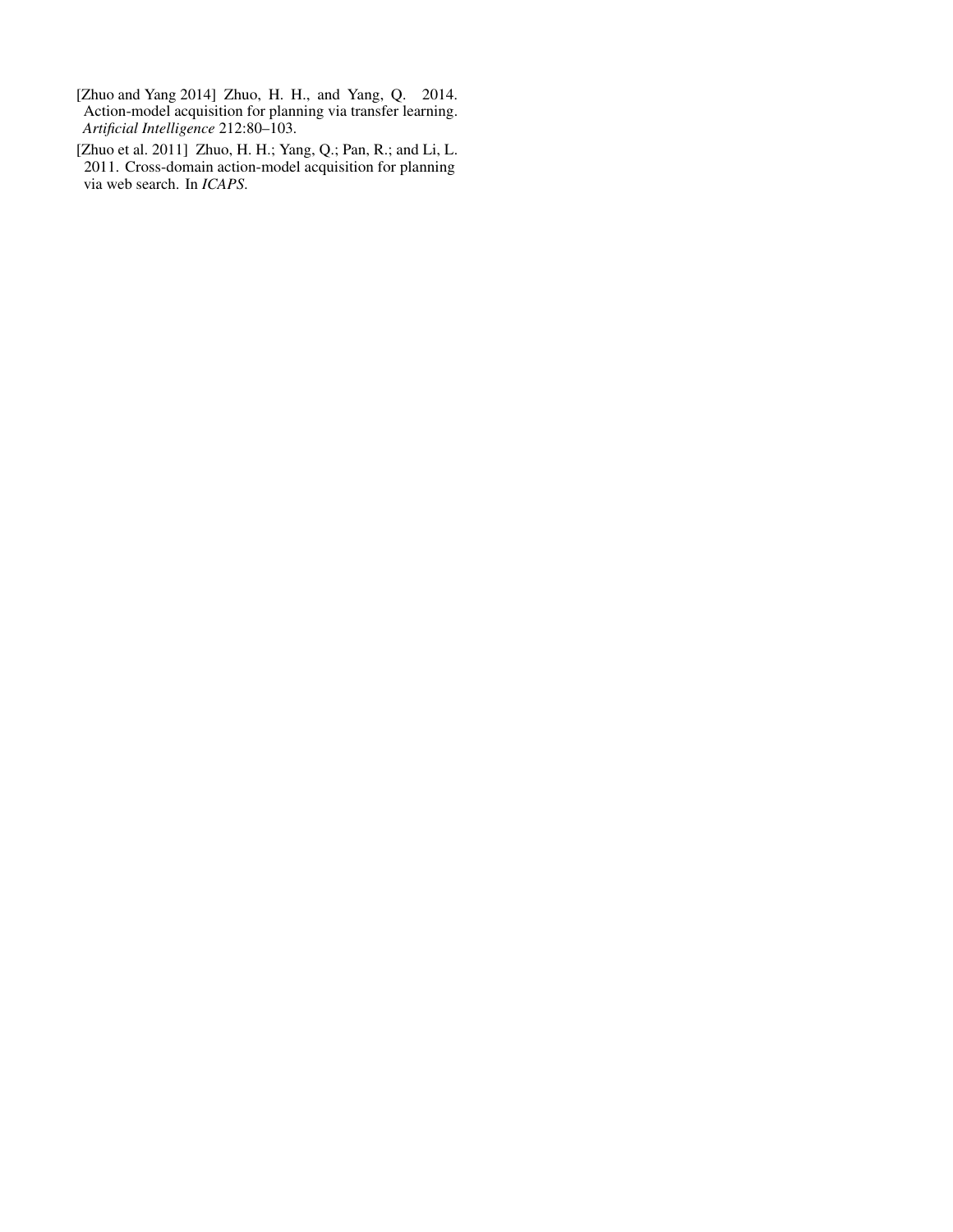[Zhuo and Yang 2014] Zhuo, H. H., and Yang, Q. 2014. Action-model acquisition for planning via transfer learning. *Artificial Intelligence* 212:80–103.

[Zhuo et al. 2011] Zhuo, H. H.; Yang, Q.; Pan, R.; and Li, L. 2011. Cross-domain action-model acquisition for planning via web search. In *ICAPS*.